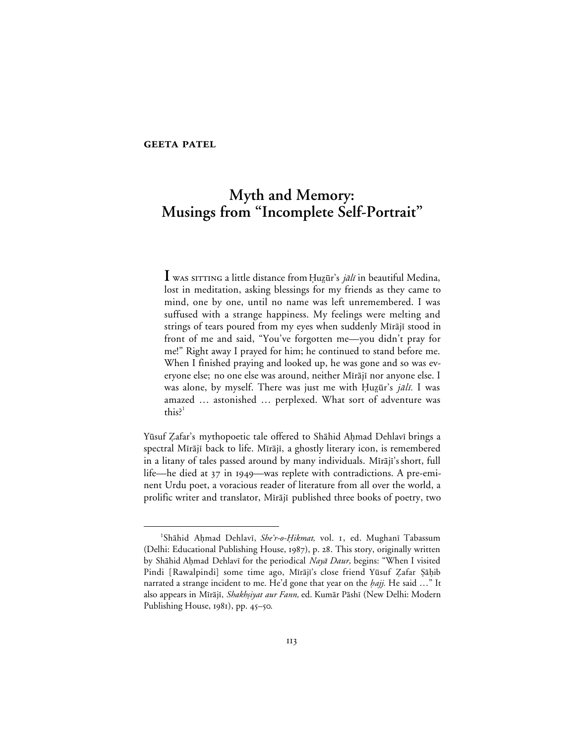**GEETA PATEL**

# Myth and Memory: Musings from "Incomplete Self-Portrait"

> I WAS SITTING a little distance from Ḥuẓūr's *jālī* in beautiful Medina, lost in meditation, asking blessings for my friends as they came to mind, one by one, until no name was left unremembered. I was suffused with a strange happiness. My feelings were melting and strings of tears poured from my eyes when suddenly Mīrājī stood in front of me and said, "You've forgotten me—you didn't pray for me!" Right away I prayed for him; he continued to stand before me. When I finished praying and looked up, he was gone and so was everyone else; no one else was around, neither Mīrājī nor anyone else. I was alone, by myself. There was just me with Ḥuẓūr's *jālī.* I was amazed … astonished … perplexed. What sort of adventure was this?[1]

Yūsuf Ẓafar's mythopoetic tale offered to Shāhid Aḥmad Dehlavī brings a spectral Mīrājī back to life. Mīrājī, a ghostly literary icon, is remembered in a litany of tales passed around by many individuals. Mīrājī's short, full life—he died at 37 in 1949—was replete with contradictions. A pre-eminent Urdu poet, a voracious reader of literature from all over the world, a prolific writer and translator, Mīrājī published three books of poetry, two

---

[1] Shāhid Aḥmad Dehlavī, *She'r-o-Ḥikmat,* vol. 1, ed. Mughanī Tabassum (Delhi: Educational Publishing House, 1987), p. 28. This story, originally written by Shāhid Aḥmad Dehlavī for the periodical *Nayā Daur,* begins: "When I visited Pindi [Rawalpindi] some time ago, Mīrājī's close friend Yūsuf Ẓafar Ṣāḥib narrated a strange incident to me. He'd gone that year on the *ḥajj.* He said …" It also appears in Mīrājī, *Shakhṣiyat aur Fann,* ed. Kumār Pāshī (New Delhi: Modern Publishing House, 1981), pp. 45–50.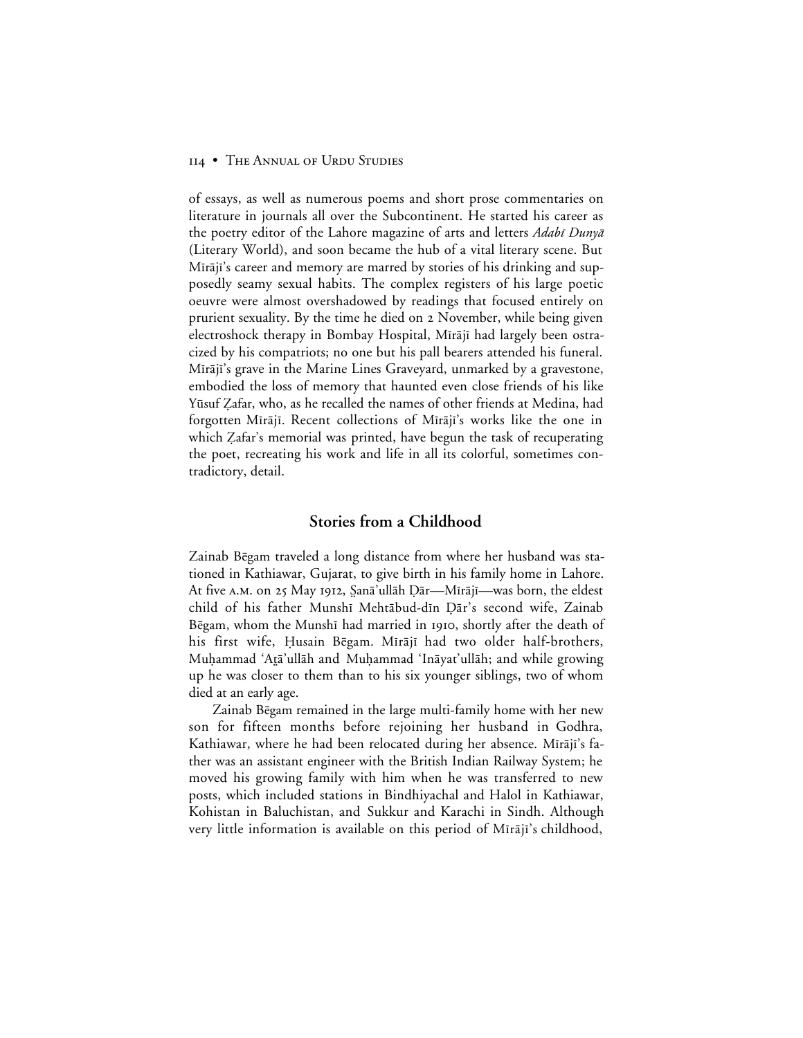of essays, as well as numerous poems and short prose commentaries on literature in journals all over the Subcontinent. He started his career as the poetry editor of the Lahore magazine of arts and letters *Adabī Dunyā* (Literary World), and soon became the hub of a vital literary scene. But Mīrājī's career and memory are marred by stories of his drinking and supposedly seamy sexual habits. The complex registers of his large poetic oeuvre were almost overshadowed by readings that focused entirely on prurient sexuality. By the time he died on 2 November, while being given electroshock therapy in Bombay Hospital, Mīrājī had largely been ostracized by his compatriots; no one but his pall bearers attended his funeral. Mīrājī's grave in the Marine Lines Graveyard, unmarked by a gravestone, embodied the loss of memory that haunted even close friends of his like Yūsuf Ẓafar, who, as he recalled the names of other friends at Medina, had forgotten Mīrājī. Recent collections of Mīrājī's works like the one in which Ẓafar's memorial was printed, have begun the task of recuperating the poet, recreating his work and life in all its colorful, sometimes contradictory, detail.

## Stories from a Childhood

Zainab Bēgam traveled a long distance from where her husband was stationed in Kathiawar, Gujarat, to give birth in his family home in Lahore. At five A.M. on 25 May 1912, Ṣanā'ullāh Ḍār—Mīrājī—was born, the eldest child of his father Munshī Mehtābud-dīn Ḍār's second wife, Zainab Bēgam, whom the Munshī had married in 1910, shortly after the death of his first wife, Ḥusain Bēgam. Mīrājī had two older half-brothers, Muḥammad 'Aṭā'ullāh and Muḥammad 'Ināyat'ullāh; and while growing up he was closer to them than to his six younger siblings, two of whom died at an early age.

Zainab Bēgam remained in the large multi-family home with her new son for fifteen months before rejoining her husband in Godhra, Kathiawar, where he had been relocated during her absence. Mīrājī's father was an assistant engineer with the British Indian Railway System; he moved his growing family with him when he was transferred to new posts, which included stations in Bindhiyachal and Halol in Kathiawar, Kohistan in Baluchistan, and Sukkur and Karachi in Sindh. Although very little information is available on this period of Mīrājī's childhood,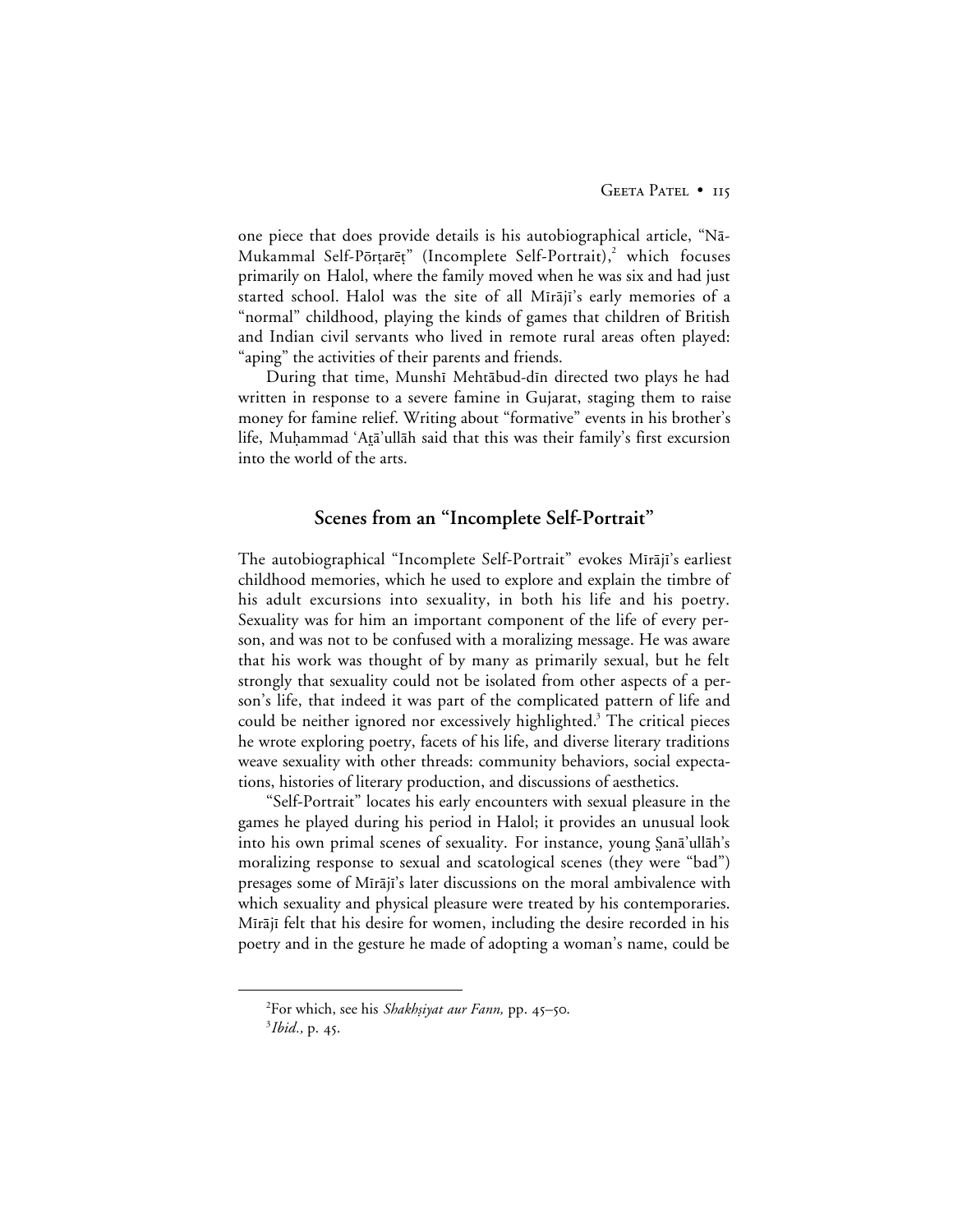one piece that does provide details is his autobiographical article, "Nā-Mukammal Self-Pōrṭarēṭ" (Incomplete Self-Portrait),[2] which focuses primarily on Halol, where the family moved when he was six and had just started school. Halol was the site of all Mīrājī's early memories of a "normal" childhood, playing the kinds of games that children of British and Indian civil servants who lived in remote rural areas often played: "aping" the activities of their parents and friends.

During that time, Munshī Mehtābud-dīn directed two plays he had written in response to a severe famine in Gujarat, staging them to raise money for famine relief. Writing about "formative" events in his brother's life, Muḥammad 'Aṯā'ullāh said that this was their family's first excursion into the world of the arts.

## Scenes from an "Incomplete Self-Portrait"

The autobiographical "Incomplete Self-Portrait" evokes Mīrājī's earliest childhood memories, which he used to explore and explain the timbre of his adult excursions into sexuality, in both his life and his poetry. Sexuality was for him an important component of the life of every person, and was not to be confused with a moralizing message. He was aware that his work was thought of by many as primarily sexual, but he felt strongly that sexuality could not be isolated from other aspects of a person's life, that indeed it was part of the complicated pattern of life and could be neither ignored nor excessively highlighted.[3] The critical pieces he wrote exploring poetry, facets of his life, and diverse literary traditions weave sexuality with other threads: community behaviors, social expectations, histories of literary production, and discussions of aesthetics.

"Self-Portrait" locates his early encounters with sexual pleasure in the games he played during his period in Halol; it provides an unusual look into his own primal scenes of sexuality. For instance, young Ṣanā'ullāh's moralizing response to sexual and scatological scenes (they were "bad") presages some of Mīrājī's later discussions on the moral ambivalence with which sexuality and physical pleasure were treated by his contemporaries. Mīrājī felt that his desire for women, including the desire recorded in his poetry and in the gesture he made of adopting a woman's name, could be

---

[2] For which, see his *Shakhṣiyat aur Fann,* pp. 45–50.

[3] *Ibid.,* p. 45.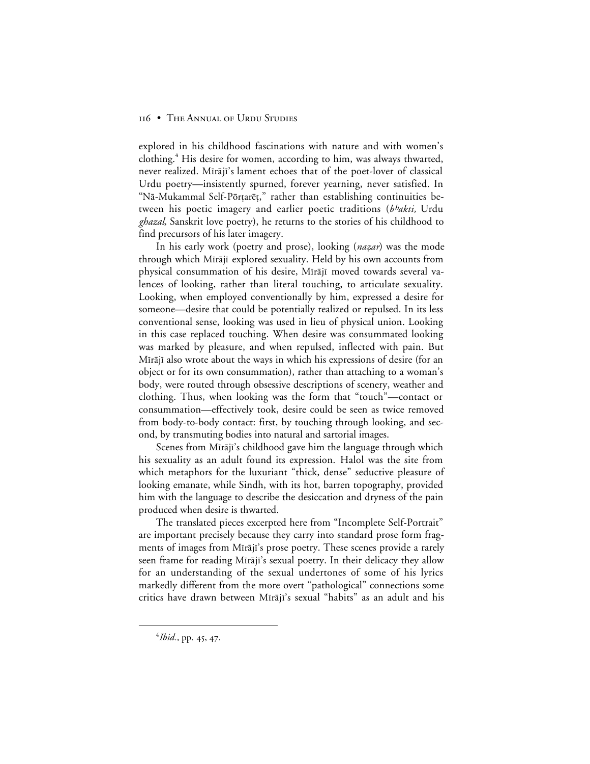explored in his childhood fascinations with nature and with women's clothing.[4] His desire for women, according to him, was always thwarted, never realized. Mīrājī's lament echoes that of the poet-lover of classical Urdu poetry—insistently spurned, forever yearning, never satisfied. In "Nā-Mukammal Self-Pōrṭarēṭ," rather than establishing continuities between his poetic imagery and earlier poetic traditions (*bʰakti,* Urdu *ghazal,* Sanskrit love poetry), he returns to the stories of his childhood to find precursors of his later imagery.

In his early work (poetry and prose), looking (*naẓar*) was the mode through which Mīrājī explored sexuality. Held by his own accounts from physical consummation of his desire, Mīrājī moved towards several valences of looking, rather than literal touching, to articulate sexuality. Looking, when employed conventionally by him, expressed a desire for someone—desire that could be potentially realized or repulsed. In its less conventional sense, looking was used in lieu of physical union. Looking in this case replaced touching. When desire was consummated looking was marked by pleasure, and when repulsed, inflected with pain. But Mīrājī also wrote about the ways in which his expressions of desire (for an object or for its own consummation), rather than attaching to a woman's body, were routed through obsessive descriptions of scenery, weather and clothing. Thus, when looking was the form that "touch"—contact or consummation—effectively took, desire could be seen as twice removed from body-to-body contact: first, by touching through looking, and second, by transmuting bodies into natural and sartorial images.

Scenes from Mīrājī's childhood gave him the language through which his sexuality as an adult found its expression. Halol was the site from which metaphors for the luxuriant "thick, dense" seductive pleasure of looking emanate, while Sindh, with its hot, barren topography, provided him with the language to describe the desiccation and dryness of the pain produced when desire is thwarted.

The translated pieces excerpted here from "Incomplete Self-Portrait" are important precisely because they carry into standard prose form fragments of images from Mīrājī's prose poetry. These scenes provide a rarely seen frame for reading Mīrājī's sexual poetry. In their delicacy they allow for an understanding of the sexual undertones of some of his lyrics markedly different from the more overt "pathological" connections some critics have drawn between Mīrājī's sexual "habits" as an adult and his

[4] *Ibid.,* pp. 45, 47.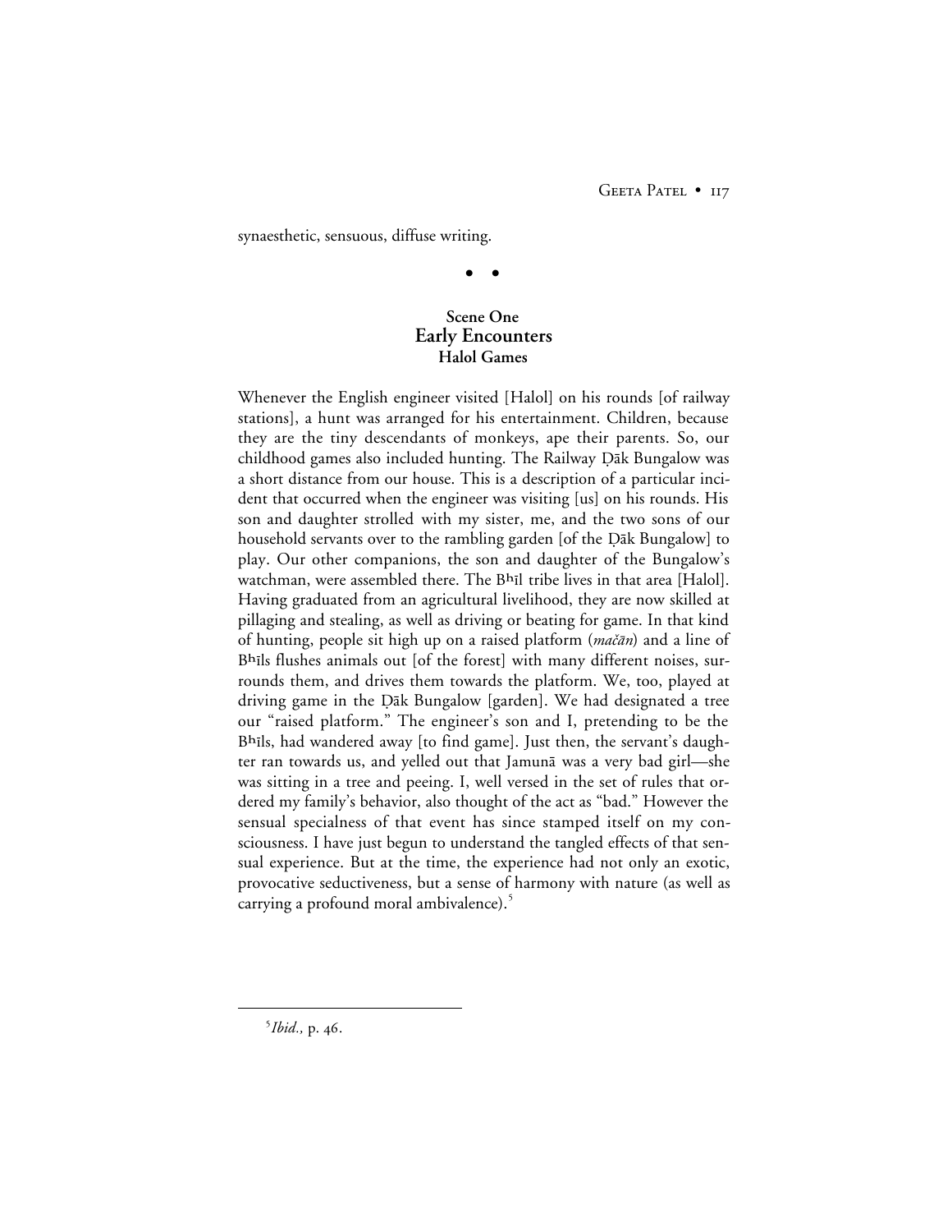synaesthetic, sensuous, diffuse writing.

• •

### Scene One
### Early Encounters
#### Halol Games

Whenever the English engineer visited [Halol] on his rounds [of railway stations], a hunt was arranged for his entertainment. Children, because they are the tiny descendants of monkeys, ape their parents. So, our childhood games also included hunting. The Railway Ḍāk Bungalow was a short distance from our house. This is a description of a particular incident that occurred when the engineer was visiting [us] on his rounds. His son and daughter strolled with my sister, me, and the two sons of our household servants over to the rambling garden [of the Ḍāk Bungalow] to play. Our other companions, the son and daughter of the Bungalow's watchman, were assembled there. The Bʰīl tribe lives in that area [Halol]. Having graduated from an agricultural livelihood, they are now skilled at pillaging and stealing, as well as driving or beating for game. In that kind of hunting, people sit high up on a raised platform (*mačān*) and a line of Bʰīls flushes animals out [of the forest] with many different noises, surrounds them, and drives them towards the platform. We, too, played at driving game in the Ḍāk Bungalow [garden]. We had designated a tree our "raised platform." The engineer's son and I, pretending to be the Bʰīls, had wandered away [to find game]. Just then, the servant's daughter ran towards us, and yelled out that Jamunā was a very bad girl—she was sitting in a tree and peeing. I, well versed in the set of rules that ordered my family's behavior, also thought of the act as "bad." However the sensual specialness of that event has since stamped itself on my consciousness. I have just begun to understand the tangled effects of that sensual experience. But at the time, the experience had not only an exotic, provocative seductiveness, but a sense of harmony with nature (as well as carrying a profound moral ambivalence).[5]

---

[5] *Ibid.,* p. 46.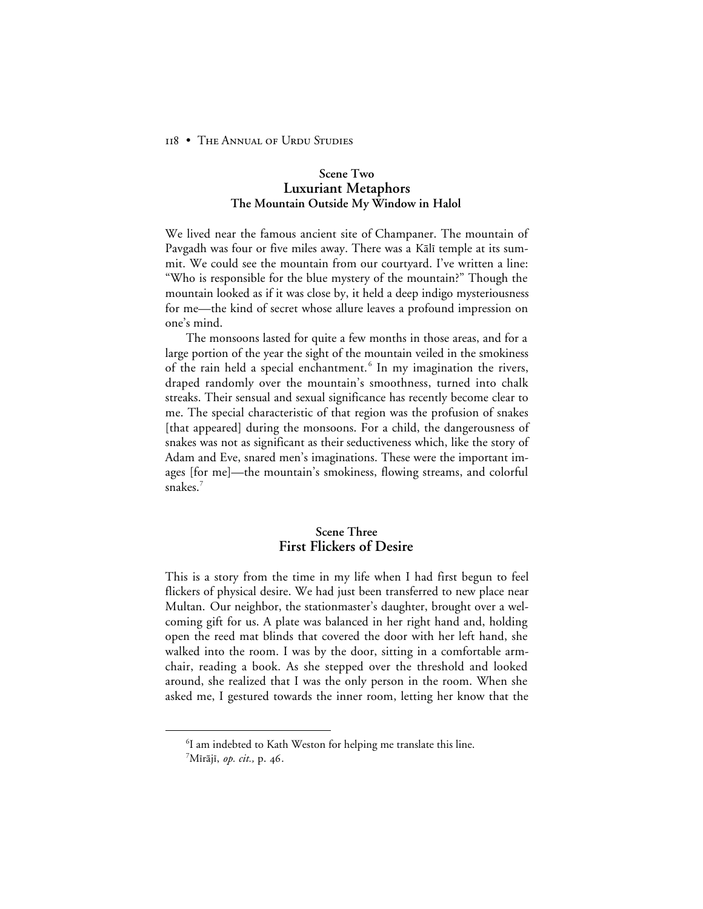### Scene Two
## Luxuriant Metaphors
### The Mountain Outside My Window in Halol

We lived near the famous ancient site of Champaner. The mountain of Pavgadh was four or five miles away. There was a Kālī temple at its summit. We could see the mountain from our courtyard. I've written a line: "Who is responsible for the blue mystery of the mountain?" Though the mountain looked as if it was close by, it held a deep indigo mysteriousness for me—the kind of secret whose allure leaves a profound impression on one's mind.

The monsoons lasted for quite a few months in those areas, and for a large portion of the year the sight of the mountain veiled in the smokiness of the rain held a special enchantment.[6] In my imagination the rivers, draped randomly over the mountain's smoothness, turned into chalk streaks. Their sensual and sexual significance has recently become clear to me. The special characteristic of that region was the profusion of snakes [that appeared] during the monsoons. For a child, the dangerousness of snakes was not as significant as their seductiveness which, like the story of Adam and Eve, snared men's imaginations. These were the important images [for me]—the mountain's smokiness, flowing streams, and colorful snakes.[7]

### Scene Three
## First Flickers of Desire

This is a story from the time in my life when I had first begun to feel flickers of physical desire. We had just been transferred to new place near Multan. Our neighbor, the stationmaster's daughter, brought over a welcoming gift for us. A plate was balanced in her right hand and, holding open the reed mat blinds that covered the door with her left hand, she walked into the room. I was by the door, sitting in a comfortable armchair, reading a book. As she stepped over the threshold and looked around, she realized that I was the only person in the room. When she asked me, I gestured towards the inner room, letting her know that the

---

[6]I am indebted to Kath Weston for helping me translate this line.

[7]Mīrājī, *op. cit.,* p. 46.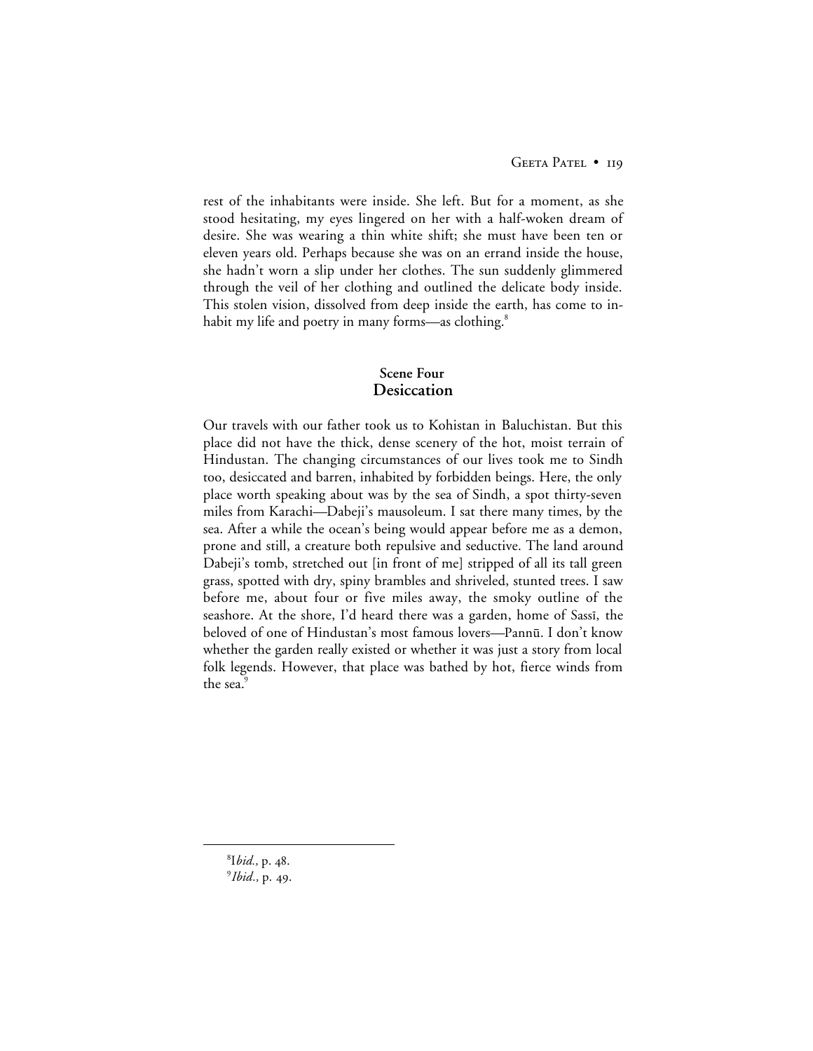rest of the inhabitants were inside. She left. But for a moment, as she stood hesitating, my eyes lingered on her with a half-woken dream of desire. She was wearing a thin white shift; she must have been ten or eleven years old. Perhaps because she was on an errand inside the house, she hadn't worn a slip under her clothes. The sun suddenly glimmered through the veil of her clothing and outlined the delicate body inside. This stolen vision, dissolved from deep inside the earth, has come to inhabit my life and poetry in many forms—as clothing.[8]

## Scene Four
## Desiccation

Our travels with our father took us to Kohistan in Baluchistan. But this place did not have the thick, dense scenery of the hot, moist terrain of Hindustan. The changing circumstances of our lives took me to Sindh too, desiccated and barren, inhabited by forbidden beings. Here, the only place worth speaking about was by the sea of Sindh, a spot thirty-seven miles from Karachi—Dabeji's mausoleum. I sat there many times, by the sea. After a while the ocean's being would appear before me as a demon, prone and still, a creature both repulsive and seductive. The land around Dabeji's tomb, stretched out [in front of me] stripped of all its tall green grass, spotted with dry, spiny brambles and shriveled, stunted trees. I saw before me, about four or five miles away, the smoky outline of the seashore. At the shore, I'd heard there was a garden, home of Sassī, the beloved of one of Hindustan's most famous lovers—Pannū. I don't know whether the garden really existed or whether it was just a story from local folk legends. However, that place was bathed by hot, fierce winds from the sea.[9]

---

[8] *Ibid.,* p. 48.

[9] *Ibid.,* p. 49.